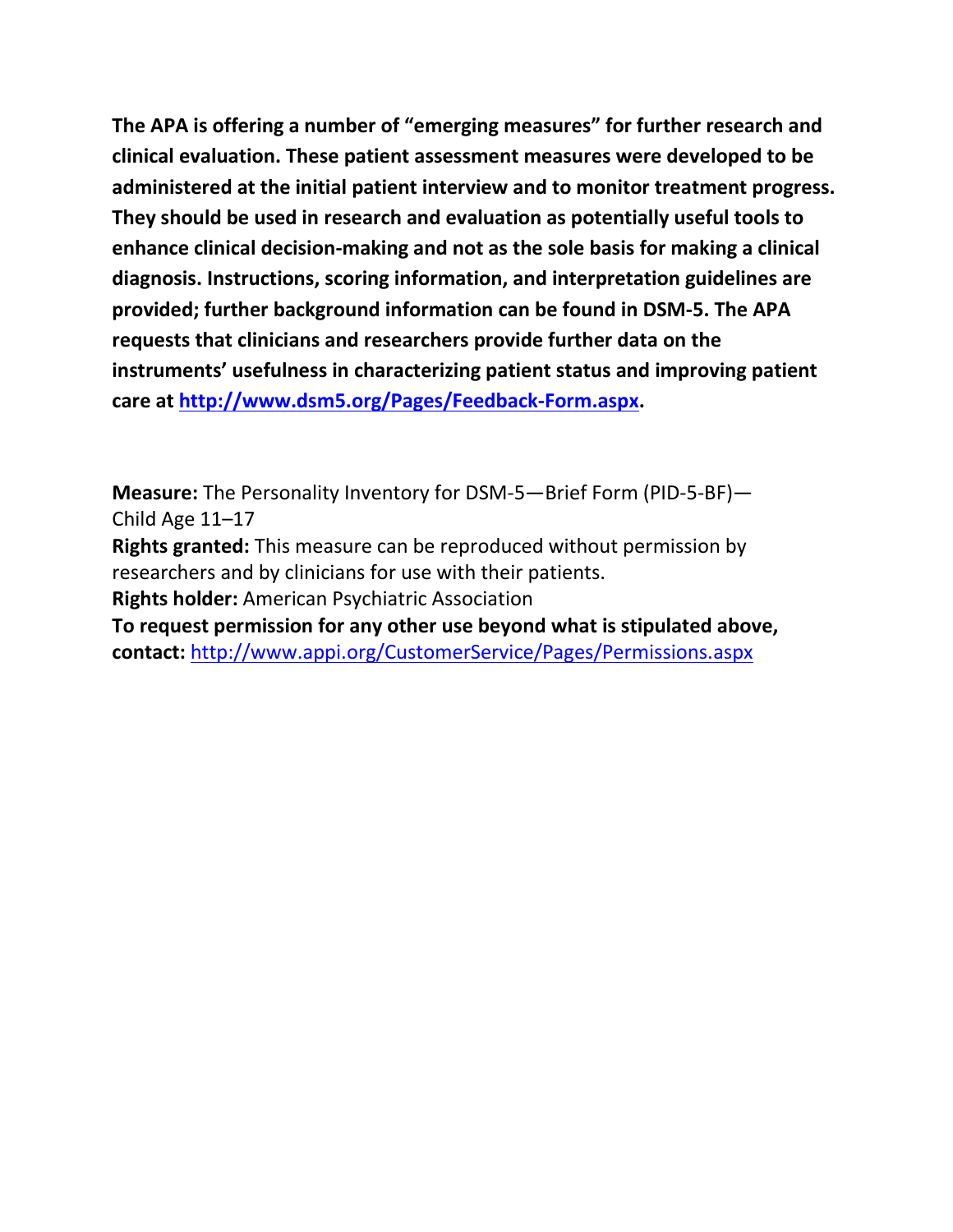**The APA is offering a number of “emerging measures” for further research and clinical evaluation. These patient assessment measures were developed to be administered at the initial patient interview and to monitor treatment progress. They should be used in research and evaluation as potentially useful tools to enhance clinical decision-making and not as the sole basis for making a clinical diagnosis. Instructions, scoring information, and interpretation guidelines are provided; further background information can be found in DSM-5. The APA requests that clinicians and researchers provide further data on the instruments’ usefulness in characterizing patient status and improving patient care at [http://www.dsm5.org/Pages/Feedback-Form.aspx](http://www.dsm5.org/Pages/Feedback-Form.aspx).**

**Measure:** The Personality Inventory for DSM-5—Brief Form (PID-5-BF)—Child Age 11–17

**Rights granted:** This measure can be reproduced without permission by researchers and by clinicians for use with their patients.

**Rights holder:** American Psychiatric Association

**To request permission for any other use beyond what is stipulated above, contact:** [http://www.appi.org/CustomerService/Pages/Permissions.aspx](http://www.appi.org/CustomerService/Pages/Permissions.aspx)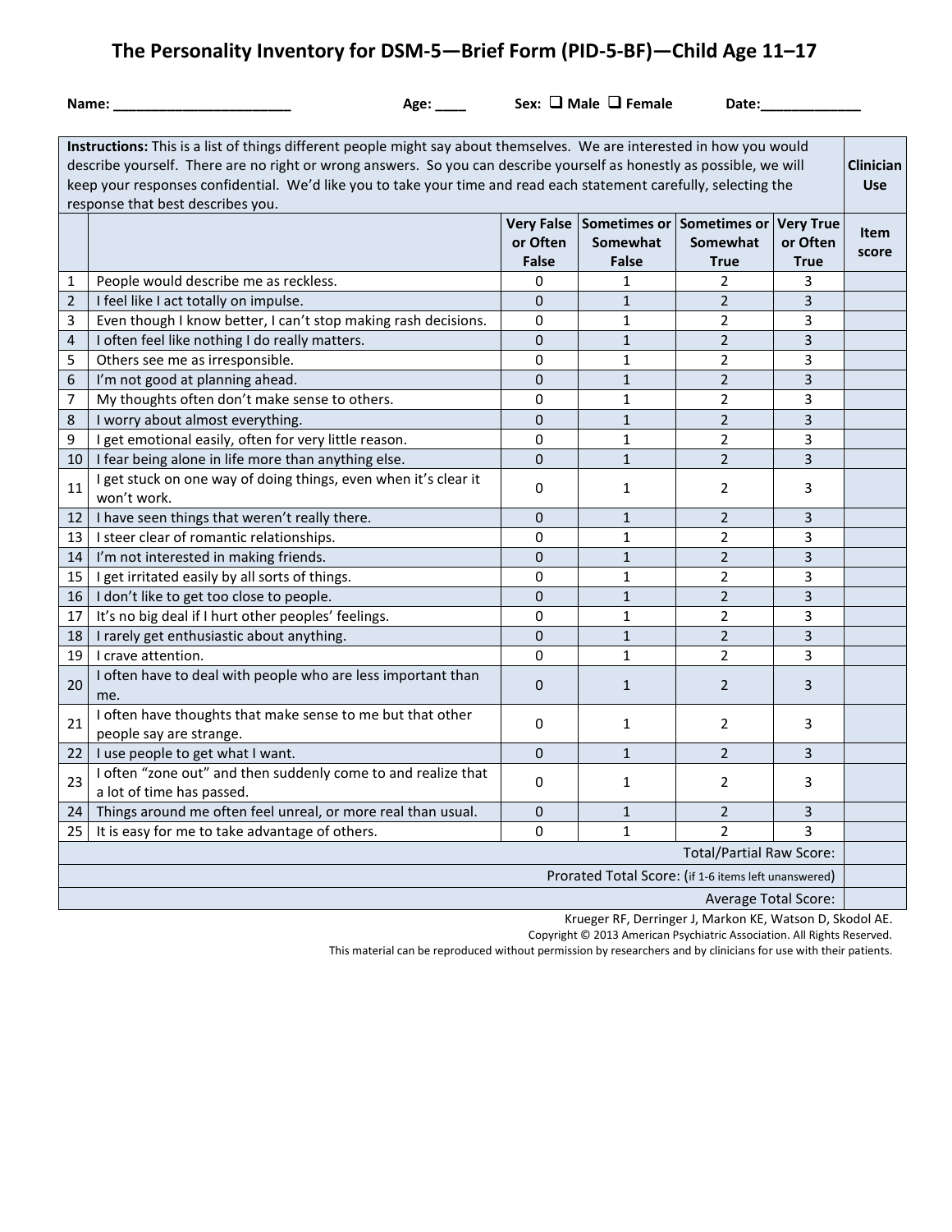# The Personality Inventory for DSM-5—Brief Form (PID-5-BF)—Child Age 11–17

**Name:** _______________________ **Age:** ____ **Sex:** ☐ **Male** ☐ **Female** **Date:**_____________

| **Instructions:** This is a list of things different people might say about themselves. We are interested in how you would describe yourself. There are no right or wrong answers. So you can describe yourself as honestly as possible, we will keep your responses confidential. We'd like you to take your time and read each statement carefully, selecting the response that best describes you. | | | | | | **Clinician Use** |
|---|---|---|---|---|---|---|
| | | **Very False or Often False** | **Sometimes or Somewhat False** | **Sometimes or Somewhat True** | **Very True or Often True** | **Item score** |
| 1 | People would describe me as reckless. | 0 | 1 | 2 | 3 | |
| 2 | I feel like I act totally on impulse. | 0 | 1 | 2 | 3 | |
| 3 | Even though I know better, I can't stop making rash decisions. | 0 | 1 | 2 | 3 | |
| 4 | I often feel like nothing I do really matters. | 0 | 1 | 2 | 3 | |
| 5 | Others see me as irresponsible. | 0 | 1 | 2 | 3 | |
| 6 | I'm not good at planning ahead. | 0 | 1 | 2 | 3 | |
| 7 | My thoughts often don't make sense to others. | 0 | 1 | 2 | 3 | |
| 8 | I worry about almost everything. | 0 | 1 | 2 | 3 | |
| 9 | I get emotional easily, often for very little reason. | 0 | 1 | 2 | 3 | |
| 10 | I fear being alone in life more than anything else. | 0 | 1 | 2 | 3 | |
| 11 | I get stuck on one way of doing things, even when it's clear it won't work. | 0 | 1 | 2 | 3 | |
| 12 | I have seen things that weren't really there. | 0 | 1 | 2 | 3 | |
| 13 | I steer clear of romantic relationships. | 0 | 1 | 2 | 3 | |
| 14 | I'm not interested in making friends. | 0 | 1 | 2 | 3 | |
| 15 | I get irritated easily by all sorts of things. | 0 | 1 | 2 | 3 | |
| 16 | I don't like to get too close to people. | 0 | 1 | 2 | 3 | |
| 17 | It's no big deal if I hurt other peoples' feelings. | 0 | 1 | 2 | 3 | |
| 18 | I rarely get enthusiastic about anything. | 0 | 1 | 2 | 3 | |
| 19 | I crave attention. | 0 | 1 | 2 | 3 | |
| 20 | I often have to deal with people who are less important than me. | 0 | 1 | 2 | 3 | |
| 21 | I often have thoughts that make sense to me but that other people say are strange. | 0 | 1 | 2 | 3 | |
| 22 | I use people to get what I want. | 0 | 1 | 2 | 3 | |
| 23 | I often "zone out" and then suddenly come to and realize that a lot of time has passed. | 0 | 1 | 2 | 3 | |
| 24 | Things around me often feel unreal, or more real than usual. | 0 | 1 | 2 | 3 | |
| 25 | It is easy for me to take advantage of others. | 0 | 1 | 2 | 3 | |
| | | | | | Total/Partial Raw Score: | |
| | | | | | Prorated Total Score: (if 1-6 items left unanswered) | |
| | | | | | Average Total Score: | |

Krueger RF, Derringer J, Markon KE, Watson D, Skodol AE.
Copyright © 2013 American Psychiatric Association. All Rights Reserved.
This material can be reproduced without permission by researchers and by clinicians for use with their patients.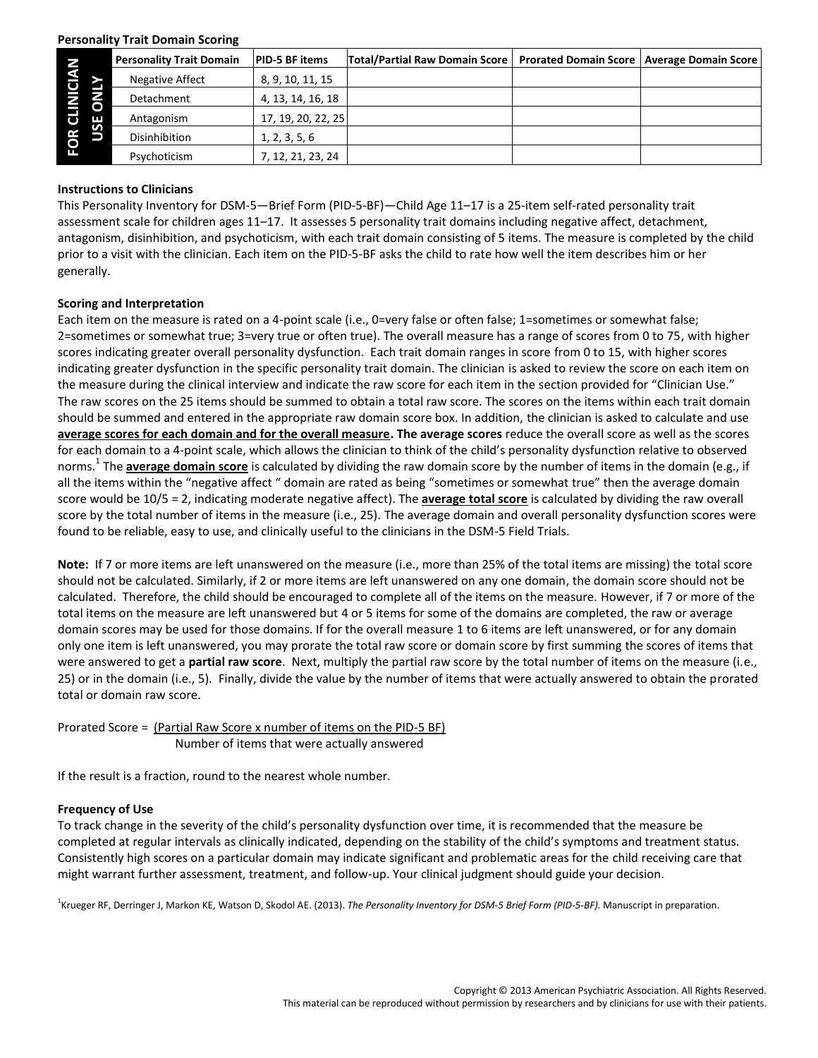**Personality Trait Domain Scoring**

| FOR CLINICIAN USE ONLY | Personality Trait Domain | PID-5 BF items | Total/Partial Raw Domain Score | Prorated Domain Score | Average Domain Score |
|---|---|---|---|---|---|
| | Negative Affect | 8, 9, 10, 11, 15 | | | |
| | Detachment | 4, 13, 14, 16, 18 | | | |
| | Antagonism | 17, 19, 20, 22, 25 | | | |
| | Disinhibition | 1, 2, 3, 5, 6 | | | |
| | Psychoticism | 7, 12, 21, 23, 24 | | | |

**Instructions to Clinicians**

This Personality Inventory for DSM-5—Brief Form (PID-5-BF)—Child Age 11–17 is a 25-item self-rated personality trait assessment scale for children ages 11–17. It assesses 5 personality trait domains including negative affect, detachment, antagonism, disinhibition, and psychoticism, with each trait domain consisting of 5 items. The measure is completed by the child prior to a visit with the clinician. Each item on the PID-5-BF asks the child to rate how well the item describes him or her generally.

**Scoring and Interpretation**

Each item on the measure is rated on a 4-point scale (i.e., 0=very false or often false; 1=sometimes or somewhat false; 2=sometimes or somewhat true; 3=very true or often true). The overall measure has a range of scores from 0 to 75, with higher scores indicating greater overall personality dysfunction. Each trait domain ranges in score from 0 to 15, with higher scores indicating greater dysfunction in the specific personality trait domain. The clinician is asked to review the score on each item on the measure during the clinical interview and indicate the raw score for each item in the section provided for "Clinician Use." The raw scores on the 25 items should be summed to obtain a total raw score. The scores on the items within each trait domain should be summed and entered in the appropriate raw domain score box. In addition, the clinician is asked to calculate and use **average scores for each domain and for the overall measure. The average scores** reduce the overall score as well as the scores for each domain to a 4-point scale, which allows the clinician to think of the child's personality dysfunction relative to observed norms.[1] The **average domain score** is calculated by dividing the raw domain score by the number of items in the domain (e.g., if all the items within the "negative affect " domain are rated as being "sometimes or somewhat true" then the average domain score would be 10/5 = 2, indicating moderate negative affect). The **average total score** is calculated by dividing the raw overall score by the total number of items in the measure (i.e., 25). The average domain and overall personality dysfunction scores were found to be reliable, easy to use, and clinically useful to the clinicians in the DSM-5 Field Trials.

**Note:** If 7 or more items are left unanswered on the measure (i.e., more than 25% of the total items are missing) the total score should not be calculated. Similarly, if 2 or more items are left unanswered on any one domain, the domain score should not be calculated. Therefore, the child should be encouraged to complete all of the items on the measure. However, if 7 or more of the total items on the measure are left unanswered but 4 or 5 items for some of the domains are completed, the raw or average domain scores may be used for those domains. If for the overall measure 1 to 6 items are left unanswered, or for any domain only one item is left unanswered, you may prorate the total raw score or domain score by first summing the scores of items that were answered to get a **partial raw score**. Next, multiply the partial raw score by the total number of items on the measure (i.e., 25) or in the domain (i.e., 5). Finally, divide the value by the number of items that were actually answered to obtain the prorated total or domain raw score.

$$\text{Prorated Score} = \frac{\text{(Partial Raw Score x number of items on the PID-5 BF)}}{\text{Number of items that were actually answered}}$$

If the result is a fraction, round to the nearest whole number.

**Frequency of Use**

To track change in the severity of the child's personality dysfunction over time, it is recommended that the measure be completed at regular intervals as clinically indicated, depending on the stability of the child's symptoms and treatment status. Consistently high scores on a particular domain may indicate significant and problematic areas for the child receiving care that might warrant further assessment, treatment, and follow-up. Your clinical judgment should guide your decision.

[1]Krueger RF, Derringer J, Markon KE, Watson D, Skodol AE. (2013). *The Personality Inventory for DSM-5 Brief Form (PID-5-BF).* Manuscript in preparation.

Copyright © 2013 American Psychiatric Association. All Rights Reserved.
This material can be reproduced without permission by researchers and by clinicians for use with their patients.